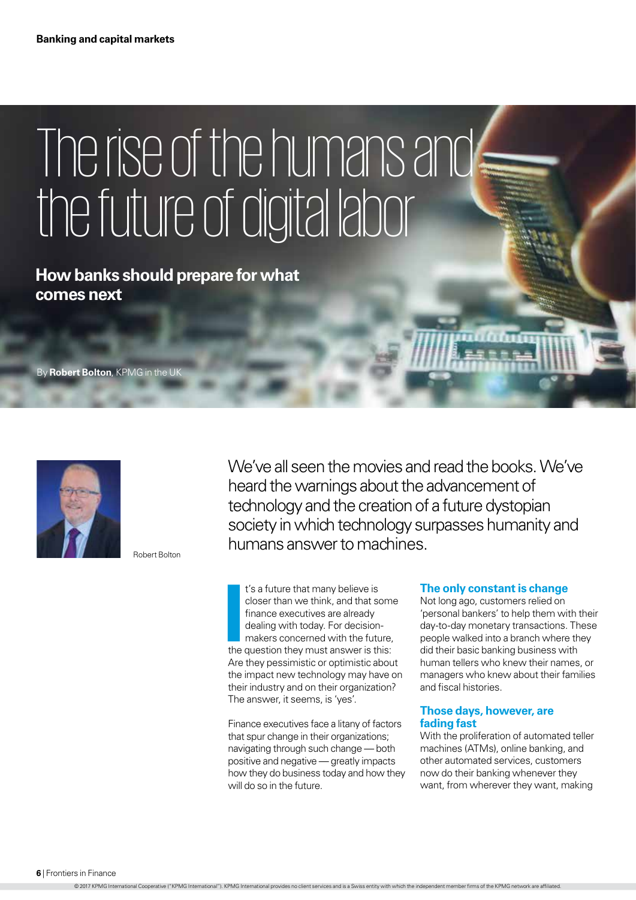# The rise of the humans and the future of digital labor

## How banks should prepare for what comes next

By **Robert Bolton**, KPMG in the UK

Robert Bolton

We've all seen the movies and read the books. We've heard the warnings about the advancement of technology and the creation of a future dystopian society in which technology surpasses humanity and humans answer to machines.

It's a future that many believe is closer than we think, and that some finance executives are already dealing with today. For decision-makers concerned with the future, the question they must answer is this: Are they pessimistic or optimistic about the impact new technology may have on their industry and on their organization? The answer, it seems, is 'yes'.

Finance executives face a litany of factors that spur change in their organizations; navigating through such change — both positive and negative — greatly impacts how they do business today and how they will do so in the future.

### The only constant is change

Not long ago, customers relied on 'personal bankers' to help them with their day-to-day monetary transactions. These people walked into a branch where they did their basic banking business with human tellers who knew their names, or managers who knew about their families and fiscal histories.

### Those days, however, are fading fast

With the proliferation of automated teller machines (ATMs), online banking, and other automated services, customers now do their banking whenever they want, from wherever they want, making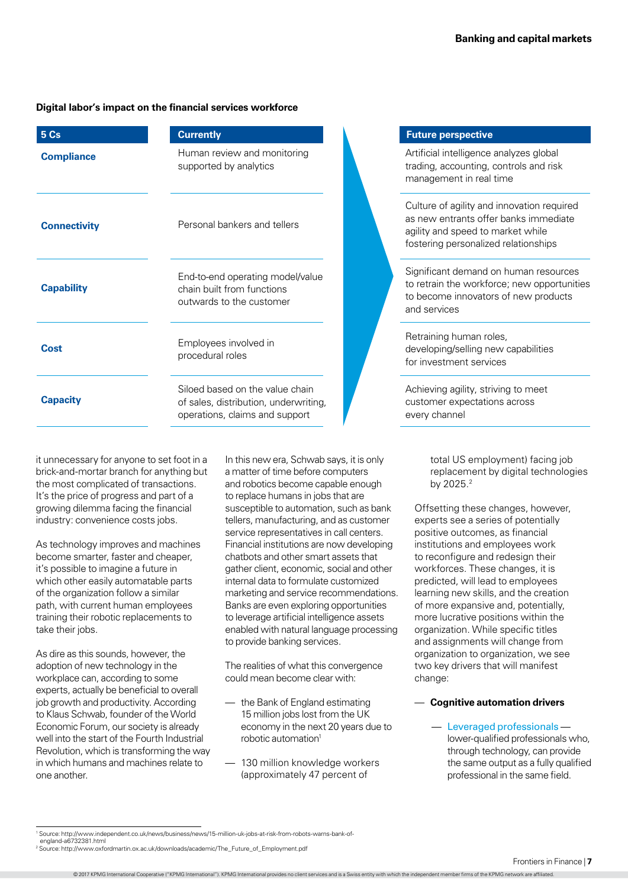**Digital labor's impact on the financial services workforce**

| 5 Cs | Currently | Future perspective |
|---|---|---|
| **Compliance** | Human review and monitoring supported by analytics | Artificial intelligence analyzes global trading, accounting, controls and risk management in real time |
| **Connectivity** | Personal bankers and tellers | Culture of agility and innovation required as new entrants offer banks immediate agility and speed to market while fostering personalized relationships |
| **Capability** | End-to-end operating model/value chain built from functions outwards to the customer | Significant demand on human resources to retrain the workforce; new opportunities to become innovators of new products and services |
| **Cost** | Employees involved in procedural roles | Retraining human roles, developing/selling new capabilities for investment services |
| **Capacity** | Siloed based on the value chain of sales, distribution, underwriting, operations, claims and support | Achieving agility, striving to meet customer expectations across every channel |

it unnecessary for anyone to set foot in a brick-and-mortar branch for anything but the most complicated of transactions. It's the price of progress and part of a growing dilemma facing the financial industry: convenience costs jobs.

As technology improves and machines become smarter, faster and cheaper, it's possible to imagine a future in which other easily automatable parts of the organization follow a similar path, with current human employees training their robotic replacements to take their jobs.

As dire as this sounds, however, the adoption of new technology in the workplace can, according to some experts, actually be beneficial to overall job growth and productivity. According to Klaus Schwab, founder of the World Economic Forum, our society is already well into the start of the Fourth Industrial Revolution, which is transforming the way in which humans and machines relate to one another.

In this new era, Schwab says, it is only a matter of time before computers and robotics become capable enough to replace humans in jobs that are susceptible to automation, such as bank tellers, manufacturing, and as customer service representatives in call centers. Financial institutions are now developing chatbots and other smart assets that gather client, economic, social and other internal data to formulate customized marketing and service recommendations. Banks are even exploring opportunities to leverage artificial intelligence assets enabled with natural language processing to provide banking services.

The realities of what this convergence could mean become clear with:

- the Bank of England estimating 15 million jobs lost from the UK economy in the next 20 years due to robotic automation[1]
- 130 million knowledge workers (approximately 47 percent of total US employment) facing job replacement by digital technologies by 2025.[2]

Offsetting these changes, however, experts see a series of potentially positive outcomes, as financial institutions and employees work to reconfigure and redesign their workforces. These changes, it is predicted, will lead to employees learning new skills, and the creation of more expansive and, potentially, more lucrative positions within the organization. While specific titles and assignments will change from organization to organization, we see two key drivers that will manifest change:

- **Cognitive automation drivers**
  - Leveraged professionals — lower-qualified professionals who, through technology, can provide the same output as a fully qualified professional in the same field.

[1] Source: http://www.independent.co.uk/news/business/news/15-million-uk-jobs-at-risk-from-robots-warns-bank-of-england-a6732381.html
[2] Source: http://www.oxfordmartin.ox.ac.uk/downloads/academic/The_Future_of_Employment.pdf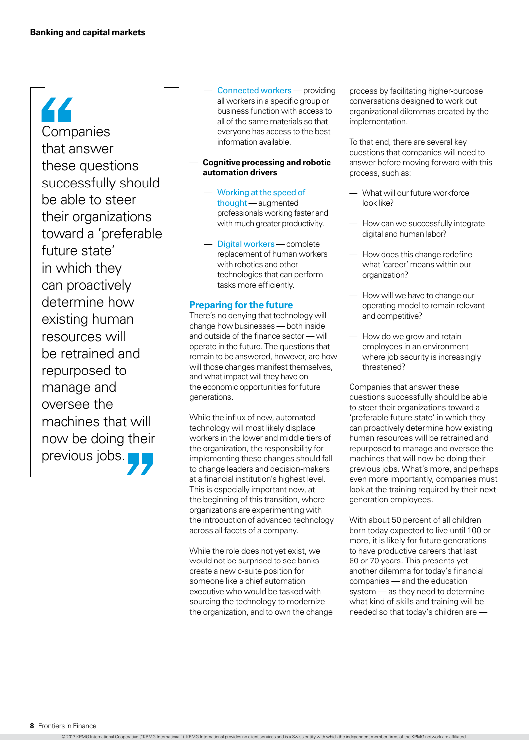> Companies that answer these questions successfully should be able to steer their organizations toward a 'preferable future state' in which they can proactively determine how existing human resources will be retrained and repurposed to manage and oversee the machines that will now be doing their previous jobs.

- Connected workers — providing all workers in a specific group or business function with access to all of the same materials so that everyone has access to the best information available.

- **Cognitive processing and robotic automation drivers**

  - Working at the speed of thought — augmented professionals working faster and with much greater productivity.

  - Digital workers — complete replacement of human workers with robotics and other technologies that can perform tasks more efficiently.

## Preparing for the future

There's no denying that technology will change how businesses — both inside and outside of the finance sector — will operate in the future. The questions that remain to be answered, however, are how will those changes manifest themselves, and what impact will they have on the economic opportunities for future generations.

While the influx of new, automated technology will most likely displace workers in the lower and middle tiers of the organization, the responsibility for implementing these changes should fall to change leaders and decision-makers at a financial institution's highest level. This is especially important now, at the beginning of this transition, where organizations are experimenting with the introduction of advanced technology across all facets of a company.

While the role does not yet exist, we would not be surprised to see banks create a new c-suite position for someone like a chief automation executive who would be tasked with sourcing the technology to modernize the organization, and to own the change process by facilitating higher-purpose conversations designed to work out organizational dilemmas created by the implementation.

To that end, there are several key questions that companies will need to answer before moving forward with this process, such as:

- What will our future workforce look like?

- How can we successfully integrate digital and human labor?

- How does this change redefine what 'career' means within our organization?

- How will we have to change our operating model to remain relevant and competitive?

- How do we grow and retain employees in an environment where job security is increasingly threatened?

Companies that answer these questions successfully should be able to steer their organizations toward a 'preferable future state' in which they can proactively determine how existing human resources will be retrained and repurposed to manage and oversee the machines that will now be doing their previous jobs. What's more, and perhaps even more importantly, companies must look at the training required by their next-generation employees.

With about 50 percent of all children born today expected to live until 100 or more, it is likely for future generations to have productive careers that last 60 or 70 years. This presents yet another dilemma for today's financial companies — and the education system — as they need to determine what kind of skills and training will be needed so that today's children are —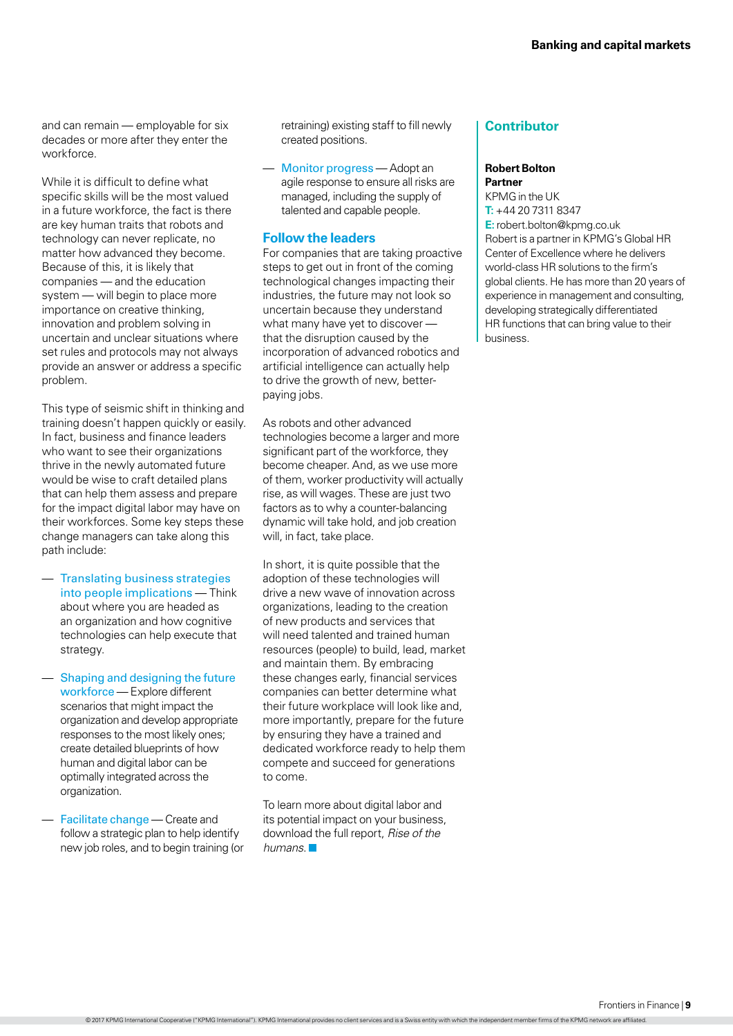and can remain — employable for six decades or more after they enter the workforce.

While it is difficult to define what specific skills will be the most valued in a future workforce, the fact is there are key human traits that robots and technology can never replicate, no matter how advanced they become. Because of this, it is likely that companies — and the education system — will begin to place more importance on creative thinking, innovation and problem solving in uncertain and unclear situations where set rules and protocols may not always provide an answer or address a specific problem.

This type of seismic shift in thinking and training doesn't happen quickly or easily. In fact, business and finance leaders who want to see their organizations thrive in the newly automated future would be wise to craft detailed plans that can help them assess and prepare for the impact digital labor may have on their workforces. Some key steps these change managers can take along this path include:

- Translating business strategies into people implications — Think about where you are headed as an organization and how cognitive technologies can help execute that strategy.
- Shaping and designing the future workforce — Explore different scenarios that might impact the organization and develop appropriate responses to the most likely ones; create detailed blueprints of how human and digital labor can be optimally integrated across the organization.
- Facilitate change — Create and follow a strategic plan to help identify new job roles, and to begin training (or retraining) existing staff to fill newly created positions.
- Monitor progress — Adopt an agile response to ensure all risks are managed, including the supply of talented and capable people.

## Follow the leaders

For companies that are taking proactive steps to get out in front of the coming technological changes impacting their industries, the future may not look so uncertain because they understand what many have yet to discover — that the disruption caused by the incorporation of advanced robotics and artificial intelligence can actually help to drive the growth of new, better-paying jobs.

As robots and other advanced technologies become a larger and more significant part of the workforce, they become cheaper. And, as we use more of them, worker productivity will actually rise, as will wages. These are just two factors as to why a counter-balancing dynamic will take hold, and job creation will, in fact, take place.

In short, it is quite possible that the adoption of these technologies will drive a new wave of innovation across organizations, leading to the creation of new products and services that will need talented and trained human resources (people) to build, lead, market and maintain them. By embracing these changes early, financial services companies can better determine what their future workplace will look like and, more importantly, prepare for the future by ensuring they have a trained and dedicated workforce ready to help them compete and succeed for generations to come.

To learn more about digital labor and its potential impact on your business, download the full report, *Rise of the humans*.

## Contributor

**Robert Bolton**
**Partner**
KPMG in the UK
T: +44 20 7311 8347
E: robert.bolton@kpmg.co.uk

Robert is a partner in KPMG's Global HR Center of Excellence where he delivers world-class HR solutions to the firm's global clients. He has more than 20 years of experience in management and consulting, developing strategically differentiated HR functions that can bring value to their business.